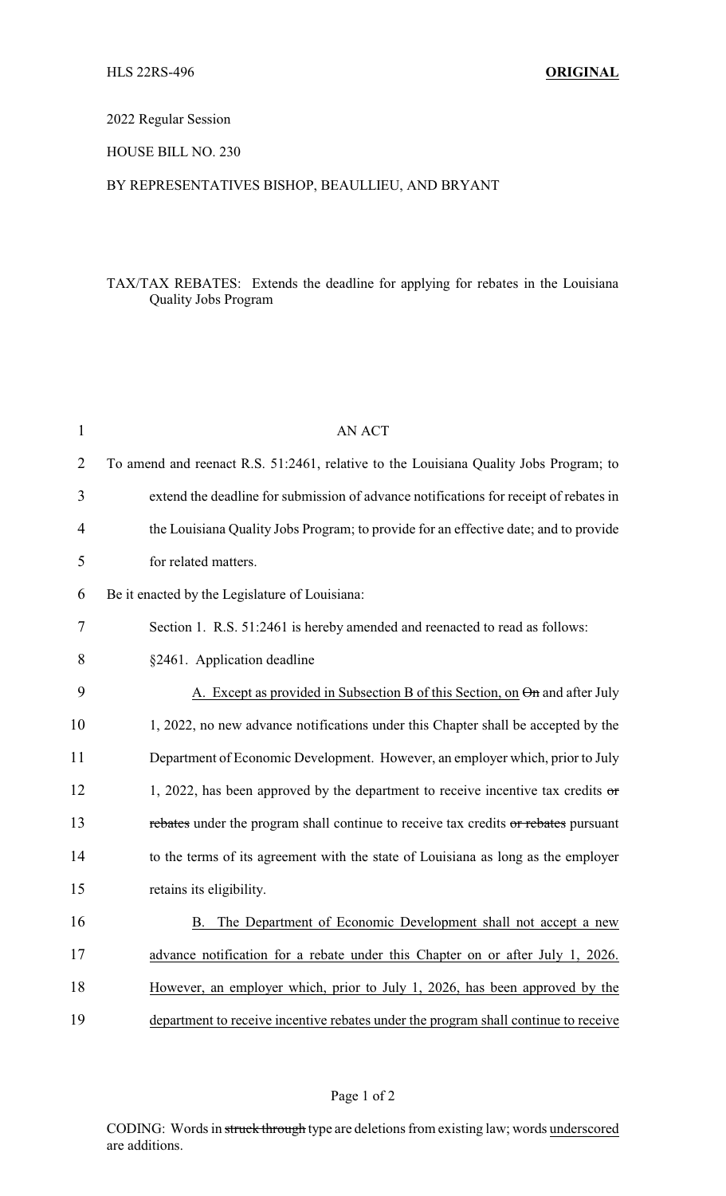HLS 22RS-496 **ORIGINAL**

2022 Regular Session

HOUSE BILL NO. 230

BY REPRESENTATIVES BISHOP, BEAULLIEU, AND BRYANT

TAX/TAX REBATES: Extends the deadline for applying for rebates in the Louisiana Quality Jobs Program

AN ACT

To amend and reenact R.S. 51:2461, relative to the Louisiana Quality Jobs Program; to extend the deadline for submission of advance notifications for receipt of rebates in the Louisiana Quality Jobs Program; to provide for an effective date; and to provide for related matters.

Be it enacted by the Legislature of Louisiana:

Section 1. R.S. 51:2461 is hereby amended and reenacted to read as follows:

§2461. Application deadline

<u>A. Except as provided in Subsection B of this Section, on</u> ~~On~~ and after July 1, 2022, no new advance notifications under this Chapter shall be accepted by the Department of Economic Development. However, an employer which, prior to July 1, 2022, has been approved by the department to receive incentive tax credits ~~or rebates~~ under the program shall continue to receive tax credits ~~or rebates~~ pursuant to the terms of its agreement with the state of Louisiana as long as the employer retains its eligibility.

<u>B. The Department of Economic Development shall not accept a new advance notification for a rebate under this Chapter on or after July 1, 2026. However, an employer which, prior to July 1, 2026, has been approved by the department to receive incentive rebates under the program shall continue to receive</u>

CODING: Words in ~~struck through~~ type are deletions from existing law; words <u>underscored</u> are additions.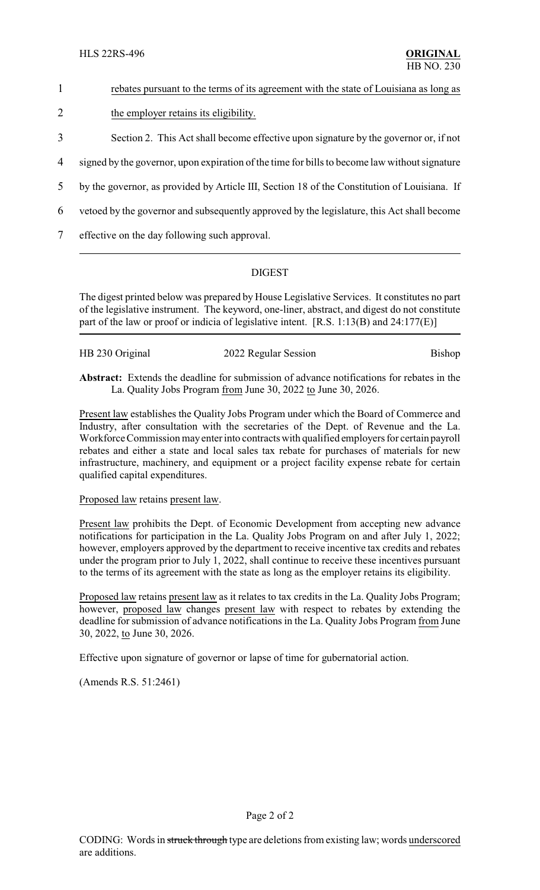1 rebates pursuant to the terms of its agreement with the state of Louisiana as long as

2 the employer retains its eligibility.

3 Section 2. This Act shall become effective upon signature by the governor or, if not

4 signed by the governor, upon expiration of the time for bills to become law without signature

5 by the governor, as provided by Article III, Section 18 of the Constitution of Louisiana. If

6 vetoed by the governor and subsequently approved by the legislature, this Act shall become

7 effective on the day following such approval.

## DIGEST

The digest printed below was prepared by House Legislative Services. It constitutes no part of the legislative instrument. The keyword, one-liner, abstract, and digest do not constitute part of the law or proof or indicia of legislative intent. [R.S. 1:13(B) and 24:177(E)]

| | | |
|---|---|---|
| HB 230 Original | 2022 Regular Session | Bishop |

**Abstract:** Extends the deadline for submission of advance notifications for rebates in the La. Quality Jobs Program from June 30, 2022 to June 30, 2026.

Present law establishes the Quality Jobs Program under which the Board of Commerce and Industry, after consultation with the secretaries of the Dept. of Revenue and the La. Workforce Commission may enter into contracts with qualified employers for certain payroll rebates and either a state and local sales tax rebate for purchases of materials for new infrastructure, machinery, and equipment or a project facility expense rebate for certain qualified capital expenditures.

Proposed law retains present law.

Present law prohibits the Dept. of Economic Development from accepting new advance notifications for participation in the La. Quality Jobs Program on and after July 1, 2022; however, employers approved by the department to receive incentive tax credits and rebates under the program prior to July 1, 2022, shall continue to receive these incentives pursuant to the terms of its agreement with the state as long as the employer retains its eligibility.

Proposed law retains present law as it relates to tax credits in the La. Quality Jobs Program; however, proposed law changes present law with respect to rebates by extending the deadline for submission of advance notifications in the La. Quality Jobs Program from June 30, 2022, to June 30, 2026.

Effective upon signature of governor or lapse of time for gubernatorial action.

(Amends R.S. 51:2461)

CODING: Words in struck through type are deletions from existing law; words underscored are additions.